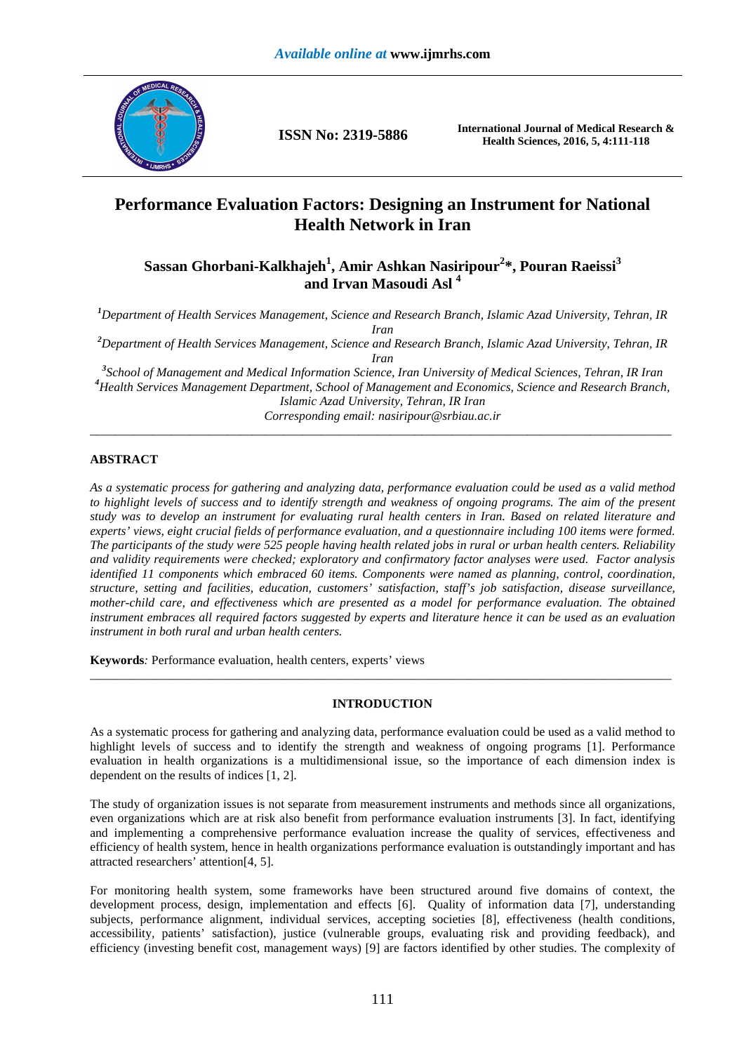# Performance Evaluation Factors: Designing an Instrument for National Health Network in Iran

**Sassan Ghorbani-Kalkhajeh[1], Amir Ashkan Nasiripour[2]\*, Pouran Raeissi[3] and Irvan Masoudi Asl [4]**

*[1]Department of Health Services Management, Science and Research Branch, Islamic Azad University, Tehran, IR Iran*
*[2]Department of Health Services Management, Science and Research Branch, Islamic Azad University, Tehran, IR Iran*
*[3]School of Management and Medical Information Science, Iran University of Medical Sciences, Tehran, IR Iran*
*[4]Health Services Management Department, School of Management and Economics, Science and Research Branch, Islamic Azad University, Tehran, IR Iran*
*Corresponding email: nasiripour@srbiau.ac.ir*

## ABSTRACT

*As a systematic process for gathering and analyzing data, performance evaluation could be used as a valid method to highlight levels of success and to identify strength and weakness of ongoing programs. The aim of the present study was to develop an instrument for evaluating rural health centers in Iran. Based on related literature and experts' views, eight crucial fields of performance evaluation, and a questionnaire including 100 items were formed. The participants of the study were 525 people having health related jobs in rural or urban health centers. Reliability and validity requirements were checked; exploratory and confirmatory factor analyses were used. Factor analysis identified 11 components which embraced 60 items. Components were named as planning, control, coordination, structure, setting and facilities, education, customers' satisfaction, staff's job satisfaction, disease surveillance, mother-child care, and effectiveness which are presented as a model for performance evaluation. The obtained instrument embraces all required factors suggested by experts and literature hence it can be used as an evaluation instrument in both rural and urban health centers.*

**Keywords***:* Performance evaluation, health centers, experts' views

## INTRODUCTION

As a systematic process for gathering and analyzing data, performance evaluation could be used as a valid method to highlight levels of success and to identify the strength and weakness of ongoing programs [1]. Performance evaluation in health organizations is a multidimensional issue, so the importance of each dimension index is dependent on the results of indices [1, 2].

The study of organization issues is not separate from measurement instruments and methods since all organizations, even organizations which are at risk also benefit from performance evaluation instruments [3]. In fact, identifying and implementing a comprehensive performance evaluation increase the quality of services, effectiveness and efficiency of health system, hence in health organizations performance evaluation is outstandingly important and has attracted researchers' attention[4, 5].

For monitoring health system, some frameworks have been structured around five domains of context, the development process, design, implementation and effects [6]. Quality of information data [7], understanding subjects, performance alignment, individual services, accepting societies [8], effectiveness (health conditions, accessibility, patients' satisfaction), justice (vulnerable groups, evaluating risk and providing feedback), and efficiency (investing benefit cost, management ways) [9] are factors identified by other studies. The complexity of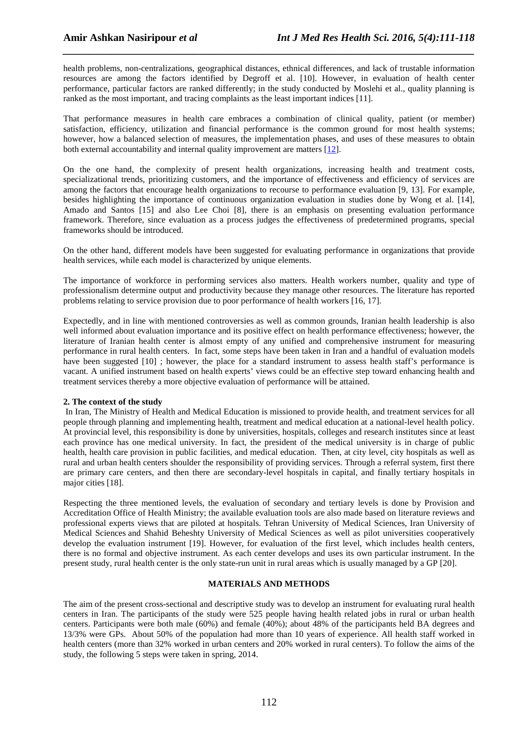health problems, non-centralizations, geographical distances, ethnical differences, and lack of trustable information resources are among the factors identified by Degroff et al. [10]. However, in evaluation of health center performance, particular factors are ranked differently; in the study conducted by Moslehi et al., quality planning is ranked as the most important, and tracing complaints as the least important indices [11].

That performance measures in health care embraces a combination of clinical quality, patient (or member) satisfaction, efficiency, utilization and financial performance is the common ground for most health systems; however, how a balanced selection of measures, the implementation phases, and uses of these measures to obtain both external accountability and internal quality improvement are matters [12].

On the one hand, the complexity of present health organizations, increasing health and treatment costs, specializational trends, prioritizing customers, and the importance of effectiveness and efficiency of services are among the factors that encourage health organizations to recourse to performance evaluation [9, 13]. For example, besides highlighting the importance of continuous organization evaluation in studies done by Wong et al. [14], Amado and Santos [15] and also Lee Choi [8], there is an emphasis on presenting evaluation performance framework. Therefore, since evaluation as a process judges the effectiveness of predetermined programs, special frameworks should be introduced.

On the other hand, different models have been suggested for evaluating performance in organizations that provide health services, while each model is characterized by unique elements.

The importance of workforce in performing services also matters. Health workers number, quality and type of professionalism determine output and productivity because they manage other resources. The literature has reported problems relating to service provision due to poor performance of health workers [16, 17].

Expectedly, and in line with mentioned controversies as well as common grounds, Iranian health leadership is also well informed about evaluation importance and its positive effect on health performance effectiveness; however, the literature of Iranian health center is almost empty of any unified and comprehensive instrument for measuring performance in rural health centers. In fact, some steps have been taken in Iran and a handful of evaluation models have been suggested [10] ; however, the place for a standard instrument to assess health staff's performance is vacant. A unified instrument based on health experts' views could be an effective step toward enhancing health and treatment services thereby a more objective evaluation of performance will be attained.

**2. The context of the study**

In Iran, The Ministry of Health and Medical Education is missioned to provide health, and treatment services for all people through planning and implementing health, treatment and medical education at a national-level health policy. At provincial level, this responsibility is done by universities, hospitals, colleges and research institutes since at least each province has one medical university. In fact, the president of the medical university is in charge of public health, health care provision in public facilities, and medical education. Then, at city level, city hospitals as well as rural and urban health centers shoulder the responsibility of providing services. Through a referral system, first there are primary care centers, and then there are secondary-level hospitals in capital, and finally tertiary hospitals in major cities [18].

Respecting the three mentioned levels, the evaluation of secondary and tertiary levels is done by Provision and Accreditation Office of Health Ministry; the available evaluation tools are also made based on literature reviews and professional experts views that are piloted at hospitals. Tehran University of Medical Sciences, Iran University of Medical Sciences and Shahid Beheshty University of Medical Sciences as well as pilot universities cooperatively develop the evaluation instrument [19]. However, for evaluation of the first level, which includes health centers, there is no formal and objective instrument. As each center develops and uses its own particular instrument. In the present study, rural health center is the only state-run unit in rural areas which is usually managed by a GP [20].

## MATERIALS AND METHODS

The aim of the present cross-sectional and descriptive study was to develop an instrument for evaluating rural health centers in Iran. The participants of the study were 525 people having health related jobs in rural or urban health centers. Participants were both male (60%) and female (40%); about 48% of the participants held BA degrees and 13/3% were GPs. About 50% of the population had more than 10 years of experience. All health staff worked in health centers (more than 32% worked in urban centers and 20% worked in rural centers). To follow the aims of the study, the following 5 steps were taken in spring, 2014.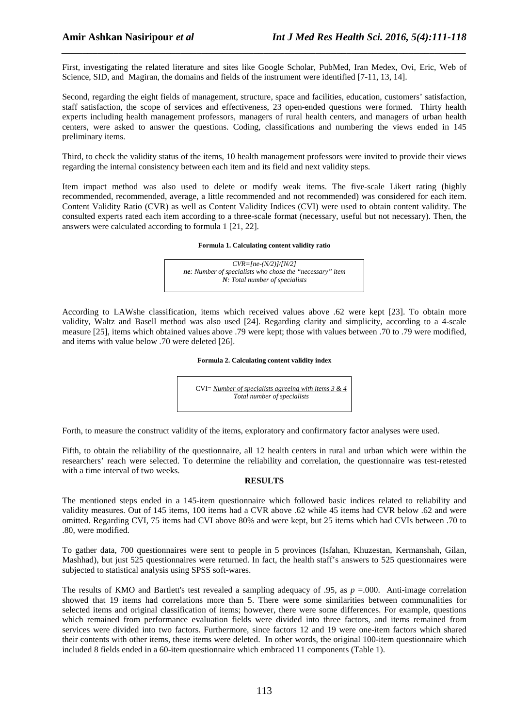First, investigating the related literature and sites like Google Scholar, PubMed, Iran Medex, Ovi, Eric, Web of Science, SID, and Magiran, the domains and fields of the instrument were identified [7-11, 13, 14].

Second, regarding the eight fields of management, structure, space and facilities, education, customers' satisfaction, staff satisfaction, the scope of services and effectiveness, 23 open-ended questions were formed. Thirty health experts including health management professors, managers of rural health centers, and managers of urban health centers, were asked to answer the questions. Coding, classifications and numbering the views ended in 145 preliminary items.

Third, to check the validity status of the items, 10 health management professors were invited to provide their views regarding the internal consistency between each item and its field and next validity steps.

Item impact method was also used to delete or modify weak items. The five-scale Likert rating (highly recommended, recommended, average, a little recommended and not recommended) was considered for each item. Content Validity Ratio (CVR) as well as Content Validity Indices (CVI) were used to obtain content validity. The consulted experts rated each item according to a three-scale format (necessary, useful but not necessary). Then, the answers were calculated according to formula 1 [21, 22].

**Formula 1. Calculating content validity ratio**

$$CVR=[ne-(N/2)]/[N/2]$$

***ne***: *Number of specialists who chose the "necessary" item*
***N***: *Total number of specialists*

According to LAWshe classification, items which received values above .62 were kept [23]. To obtain more validity, Waltz and Basell method was also used [24]. Regarding clarity and simplicity, according to a 4-scale measure [25], items which obtained values above .79 were kept; those with values between .70 to .79 were modified, and items with value below .70 were deleted [26].

**Formula 2. Calculating content validity index**

$$CVI=\frac{\text{Number of specialists agreeing with items 3 \& 4}}{\text{Total number of specialists}}$$

Forth, to measure the construct validity of the items, exploratory and confirmatory factor analyses were used.

Fifth, to obtain the reliability of the questionnaire, all 12 health centers in rural and urban which were within the researchers' reach were selected. To determine the reliability and correlation, the questionnaire was test-retested with a time interval of two weeks.

## RESULTS

The mentioned steps ended in a 145-item questionnaire which followed basic indices related to reliability and validity measures. Out of 145 items, 100 items had a CVR above .62 while 45 items had CVR below .62 and were omitted. Regarding CVI, 75 items had CVI above 80% and were kept, but 25 items which had CVIs between .70 to .80, were modified.

To gather data, 700 questionnaires were sent to people in 5 provinces (Isfahan, Khuzestan, Kermanshah, Gilan, Mashhad), but just 525 questionnaires were returned. In fact, the health staff's answers to 525 questionnaires were subjected to statistical analysis using SPSS soft-wares.

The results of KMO and Bartlett's test revealed a sampling adequacy of .95, as $p$ =.000. Anti-image correlation showed that 19 items had correlations more than 5. There were some similarities between communalities for selected items and original classification of items; however, there were some differences. For example, questions which remained from performance evaluation fields were divided into three factors, and items remained from services were divided into two factors. Furthermore, since factors 12 and 19 were one-item factors which shared their contents with other items, these items were deleted. In other words, the original 100-item questionnaire which included 8 fields ended in a 60-item questionnaire which embraced 11 components (Table 1).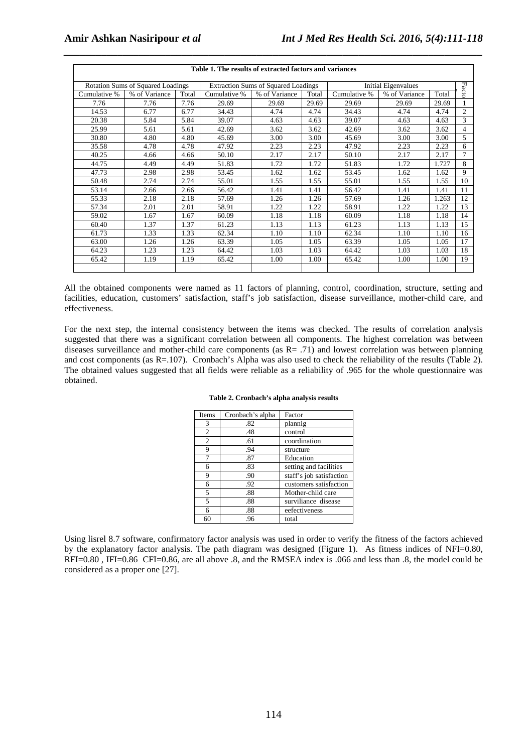**Table 1. The results of extracted factors and variances**

| Rotation Sums of Squared Loadings | | | Extraction Sums of Squared Loadings | | | Initial Eigenvalues | | | Factor |
|---|---|---|---|---|---|---|---|---|---|
| Cumulative % | % of Variance | Total | Cumulative % | % of Variance | Total | Cumulative % | % of Variance | Total | |
| 7.76 | 7.76 | 7.76 | 29.69 | 29.69 | 29.69 | 29.69 | 29.69 | 29.69 | 1 |
| 14.53 | 6.77 | 6.77 | 34.43 | 4.74 | 4.74 | 34.43 | 4.74 | 4.74 | 2 |
| 20.38 | 5.84 | 5.84 | 39.07 | 4.63 | 4.63 | 39.07 | 4.63 | 4.63 | 3 |
| 25.99 | 5.61 | 5.61 | 42.69 | 3.62 | 3.62 | 42.69 | 3.62 | 3.62 | 4 |
| 30.80 | 4.80 | 4.80 | 45.69 | 3.00 | 3.00 | 45.69 | 3.00 | 3.00 | 5 |
| 35.58 | 4.78 | 4.78 | 47.92 | 2.23 | 2.23 | 47.92 | 2.23 | 2.23 | 6 |
| 40.25 | 4.66 | 4.66 | 50.10 | 2.17 | 2.17 | 50.10 | 2.17 | 2.17 | 7 |
| 44.75 | 4.49 | 4.49 | 51.83 | 1.72 | 1.72 | 51.83 | 1.72 | 1.727 | 8 |
| 47.73 | 2.98 | 2.98 | 53.45 | 1.62 | 1.62 | 53.45 | 1.62 | 1.62 | 9 |
| 50.48 | 2.74 | 2.74 | 55.01 | 1.55 | 1.55 | 55.01 | 1.55 | 1.55 | 10 |
| 53.14 | 2.66 | 2.66 | 56.42 | 1.41 | 1.41 | 56.42 | 1.41 | 1.41 | 11 |
| 55.33 | 2.18 | 2.18 | 57.69 | 1.26 | 1.26 | 57.69 | 1.26 | 1.263 | 12 |
| 57.34 | 2.01 | 2.01 | 58.91 | 1.22 | 1.22 | 58.91 | 1.22 | 1.22 | 13 |
| 59.02 | 1.67 | 1.67 | 60.09 | 1.18 | 1.18 | 60.09 | 1.18 | 1.18 | 14 |
| 60.40 | 1.37 | 1.37 | 61.23 | 1.13 | 1.13 | 61.23 | 1.13 | 1.13 | 15 |
| 61.73 | 1.33 | 1.33 | 62.34 | 1.10 | 1.10 | 62.34 | 1.10 | 1.10 | 16 |
| 63.00 | 1.26 | 1.26 | 63.39 | 1.05 | 1.05 | 63.39 | 1.05 | 1.05 | 17 |
| 64.23 | 1.23 | 1.23 | 64.42 | 1.03 | 1.03 | 64.42 | 1.03 | 1.03 | 18 |
| 65.42 | 1.19 | 1.19 | 65.42 | 1.00 | 1.00 | 65.42 | 1.00 | 1.00 | 19 |

All the obtained components were named as 11 factors of planning, control, coordination, structure, setting and facilities, education, customers' satisfaction, staff's job satisfaction, disease surveillance, mother-child care, and effectiveness.

For the next step, the internal consistency between the items was checked. The results of correlation analysis suggested that there was a significant correlation between all components. The highest correlation was between diseases surveillance and mother-child care components (as $R= .71$) and lowest correlation was between planning and cost components (as $R=.107$). Cronbach's Alpha was also used to check the reliability of the results (Table 2). The obtained values suggested that all fields were reliable as a reliability of .965 for the whole questionnaire was obtained.

**Table 2. Cronbach's alpha analysis results**

| Items | Cronbach's alpha | Factor |
|---|---|---|
| 3 | .82 | plannig |
| 2 | .48 | control |
| 2 | .61 | coordination |
| 9 | .94 | structure |
| 7 | .87 | Education |
| 6 | .83 | setting and facilities |
| 9 | .90 | staff's job satisfaction |
| 6 | .92 | customers satisfaction |
| 5 | .88 | Mother-child care |
| 5 | .88 | surviliance disease |
| 6 | .88 | eefectiveness |
| 60 | .96 | total |

Using lisrel 8.7 software, confirmatory factor analysis was used in order to verify the fitness of the factors achieved by the explanatory factor analysis. The path diagram was designed (Figure 1). As fitness indices of NFI=0.80, RFI=0.80 , IFI=0.86 CFI=0.86, are all above .8, and the RMSEA index is .066 and less than .8, the model could be considered as a proper one [27].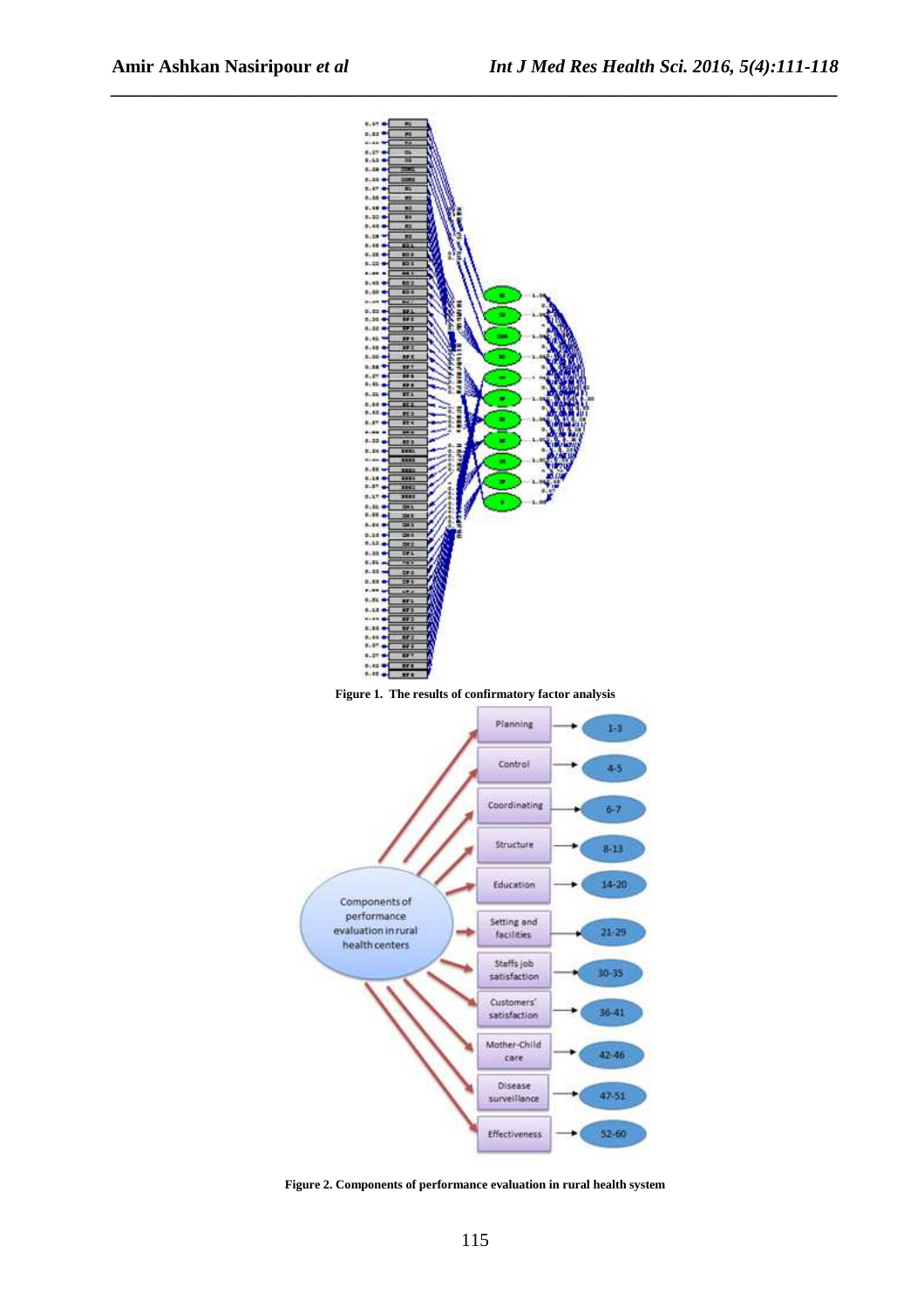Figure 1. The results of confirmatory factor analysis

Components of performance evaluation in rural health centers

Planning
1-3

Control
4-5

Coordinating
6-7

Structure
8-13

Education
14-20

Setting and facilities
21-29

Staffs job satisfaction
30-35

Customers' satisfaction
36-41

Mother-Child care
42-46

Disease surveillance
47-51

Effectiveness
52-60

Figure 2. Components of performance evaluation in rural health system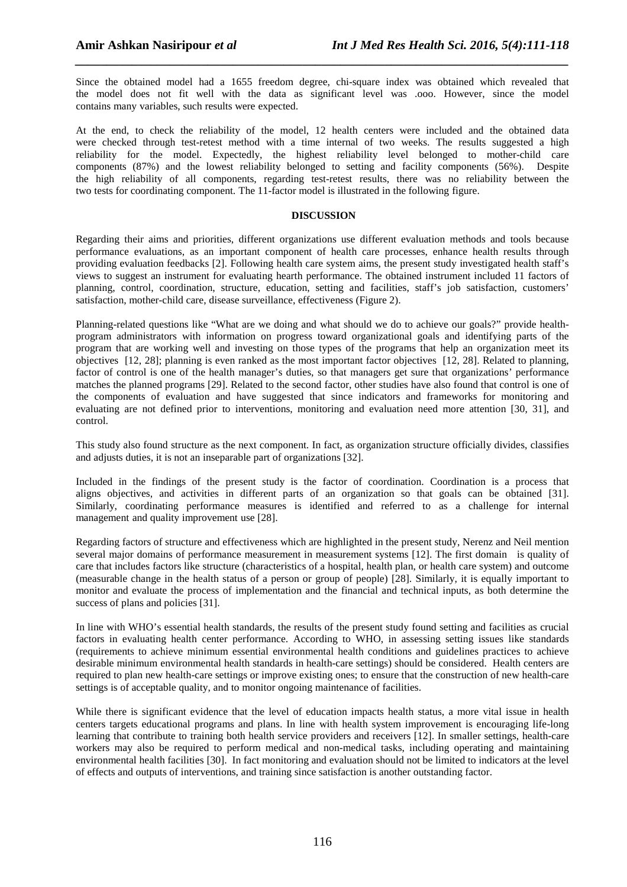Since the obtained model had a 1655 freedom degree, chi-square index was obtained which revealed that the model does not fit well with the data as significant level was .ooo. However, since the model contains many variables, such results were expected.

At the end, to check the reliability of the model, 12 health centers were included and the obtained data were checked through test-retest method with a time internal of two weeks. The results suggested a high reliability for the model. Expectedly, the highest reliability level belonged to mother-child care components (87%) and the lowest reliability belonged to setting and facility components (56%). Despite the high reliability of all components, regarding test-retest results, there was no reliability between the two tests for coordinating component. The 11-factor model is illustrated in the following figure.

## DISCUSSION

Regarding their aims and priorities, different organizations use different evaluation methods and tools because performance evaluations, as an important component of health care processes, enhance health results through providing evaluation feedbacks [2]. Following health care system aims, the present study investigated health staff's views to suggest an instrument for evaluating hearth performance. The obtained instrument included 11 factors of planning, control, coordination, structure, education, setting and facilities, staff's job satisfaction, customers' satisfaction, mother-child care, disease surveillance, effectiveness (Figure 2).

Planning-related questions like "What are we doing and what should we do to achieve our goals?" provide health-program administrators with information on progress toward organizational goals and identifying parts of the program that are working well and investing on those types of the programs that help an organization meet its objectives [12, 28]; planning is even ranked as the most important factor objectives [12, 28]. Related to planning, factor of control is one of the health manager's duties, so that managers get sure that organizations' performance matches the planned programs [29]. Related to the second factor, other studies have also found that control is one of the components of evaluation and have suggested that since indicators and frameworks for monitoring and evaluating are not defined prior to interventions, monitoring and evaluation need more attention [30, 31], and control.

This study also found structure as the next component. In fact, as organization structure officially divides, classifies and adjusts duties, it is not an inseparable part of organizations [32].

Included in the findings of the present study is the factor of coordination. Coordination is a process that aligns objectives, and activities in different parts of an organization so that goals can be obtained [31]. Similarly, coordinating performance measures is identified and referred to as a challenge for internal management and quality improvement use [28].

Regarding factors of structure and effectiveness which are highlighted in the present study, Nerenz and Neil mention several major domains of performance measurement in measurement systems [12]. The first domain is quality of care that includes factors like structure (characteristics of a hospital, health plan, or health care system) and outcome (measurable change in the health status of a person or group of people) [28]. Similarly, it is equally important to monitor and evaluate the process of implementation and the financial and technical inputs, as both determine the success of plans and policies [31].

In line with WHO's essential health standards, the results of the present study found setting and facilities as crucial factors in evaluating health center performance. According to WHO, in assessing setting issues like standards (requirements to achieve minimum essential environmental health conditions and guidelines practices to achieve desirable minimum environmental health standards in health-care settings) should be considered. Health centers are required to plan new health-care settings or improve existing ones; to ensure that the construction of new health-care settings is of acceptable quality, and to monitor ongoing maintenance of facilities.

While there is significant evidence that the level of education impacts health status, a more vital issue in health centers targets educational programs and plans. In line with health system improvement is encouraging life-long learning that contribute to training both health service providers and receivers [12]. In smaller settings, health-care workers may also be required to perform medical and non-medical tasks, including operating and maintaining environmental health facilities [30]. In fact monitoring and evaluation should not be limited to indicators at the level of effects and outputs of interventions, and training since satisfaction is another outstanding factor.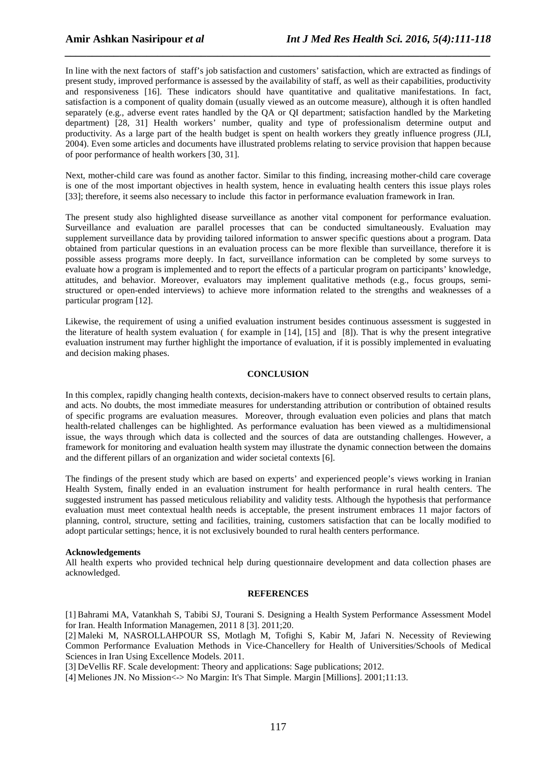In line with the next factors of staff's job satisfaction and customers' satisfaction, which are extracted as findings of present study, improved performance is assessed by the availability of staff, as well as their capabilities, productivity and responsiveness [16]. These indicators should have quantitative and qualitative manifestations. In fact, satisfaction is a component of quality domain (usually viewed as an outcome measure), although it is often handled separately (e.g., adverse event rates handled by the QA or QI department; satisfaction handled by the Marketing department) [28, 31] Health workers' number, quality and type of professionalism determine output and productivity. As a large part of the health budget is spent on health workers they greatly influence progress (JLI, 2004). Even some articles and documents have illustrated problems relating to service provision that happen because of poor performance of health workers [30, 31].

Next, mother-child care was found as another factor. Similar to this finding, increasing mother-child care coverage is one of the most important objectives in health system, hence in evaluating health centers this issue plays roles [33]; therefore, it seems also necessary to include this factor in performance evaluation framework in Iran.

The present study also highlighted disease surveillance as another vital component for performance evaluation. Surveillance and evaluation are parallel processes that can be conducted simultaneously. Evaluation may supplement surveillance data by providing tailored information to answer specific questions about a program. Data obtained from particular questions in an evaluation process can be more flexible than surveillance, therefore it is possible assess programs more deeply. In fact, surveillance information can be completed by some surveys to evaluate how a program is implemented and to report the effects of a particular program on participants' knowledge, attitudes, and behavior. Moreover, evaluators may implement qualitative methods (e.g., focus groups, semi-structured or open-ended interviews) to achieve more information related to the strengths and weaknesses of a particular program [12].

Likewise, the requirement of using a unified evaluation instrument besides continuous assessment is suggested in the literature of health system evaluation ( for example in [14], [15] and [8]). That is why the present integrative evaluation instrument may further highlight the importance of evaluation, if it is possibly implemented in evaluating and decision making phases.

## CONCLUSION

In this complex, rapidly changing health contexts, decision-makers have to connect observed results to certain plans, and acts. No doubts, the most immediate measures for understanding attribution or contribution of obtained results of specific programs are evaluation measures. Moreover, through evaluation even policies and plans that match health-related challenges can be highlighted. As performance evaluation has been viewed as a multidimensional issue, the ways through which data is collected and the sources of data are outstanding challenges. However, a framework for monitoring and evaluation health system may illustrate the dynamic connection between the domains and the different pillars of an organization and wider societal contexts [6].

The findings of the present study which are based on experts' and experienced people's views working in Iranian Health System, finally ended in an evaluation instrument for health performance in rural health centers. The suggested instrument has passed meticulous reliability and validity tests. Although the hypothesis that performance evaluation must meet contextual health needs is acceptable, the present instrument embraces 11 major factors of planning, control, structure, setting and facilities, training, customers satisfaction that can be locally modified to adopt particular settings; hence, it is not exclusively bounded to rural health centers performance.

**Acknowledgements**

All health experts who provided technical help during questionnaire development and data collection phases are acknowledged.

## REFERENCES

[1] Bahrami MA, Vatankhah S, Tabibi SJ, Tourani S. Designing a Health System Performance Assessment Model for Iran. Health Information Managemen, 2011 8 [3]. 2011;20.

[2] Maleki M, NASROLLAHPOUR SS, Motlagh M, Tofighi S, Kabir M, Jafari N. Necessity of Reviewing Common Performance Evaluation Methods in Vice-Chancellery for Health of Universities/Schools of Medical Sciences in Iran Using Excellence Models. 2011.

[3] DeVellis RF. Scale development: Theory and applications: Sage publications; 2012.

[4] Meliones JN. No Mission<-> No Margin: It's That Simple. Margin [Millions]. 2001;11:13.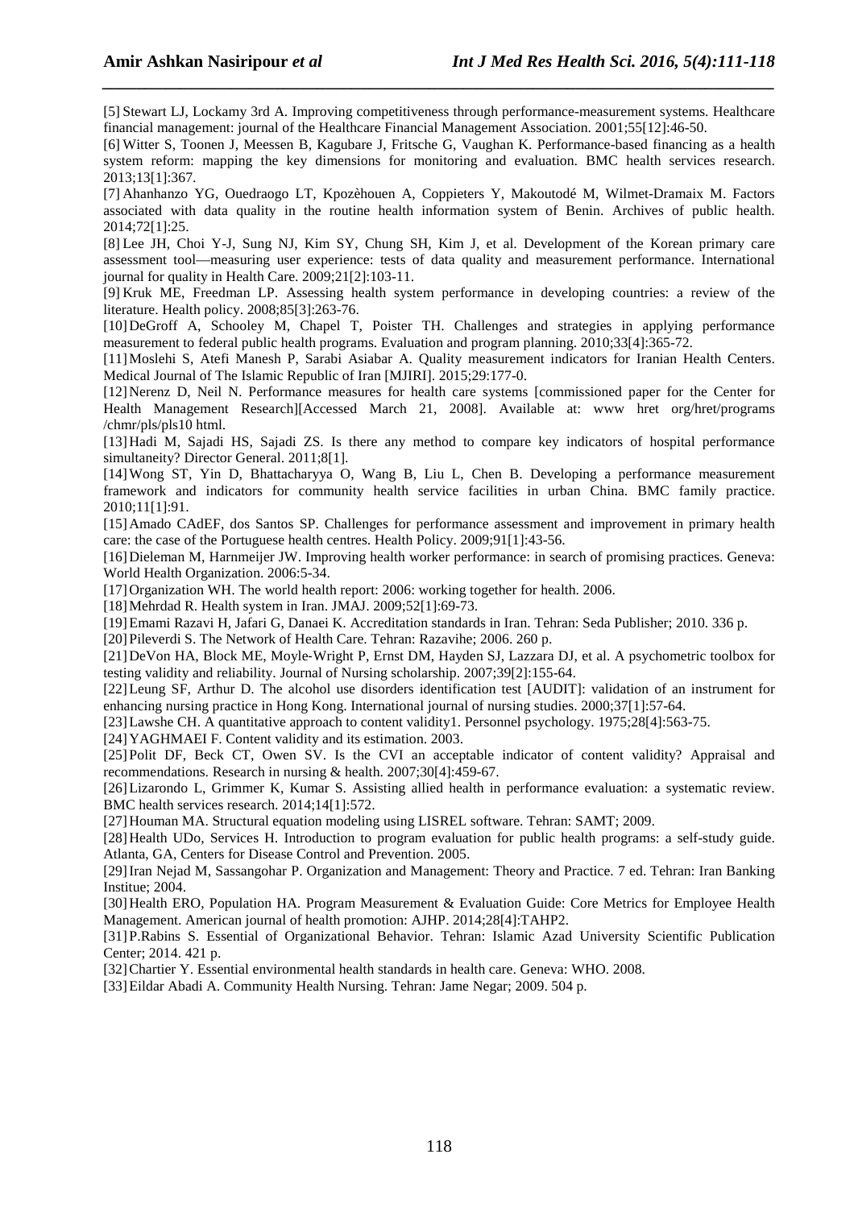[5] Stewart LJ, Lockamy 3rd A. Improving competitiveness through performance-measurement systems. Healthcare financial management: journal of the Healthcare Financial Management Association. 2001;55[12]:46-50.

[6] Witter S, Toonen J, Meessen B, Kagubare J, Fritsche G, Vaughan K. Performance-based financing as a health system reform: mapping the key dimensions for monitoring and evaluation. BMC health services research. 2013;13[1]:367.

[7] Ahanhanzo YG, Ouedraogo LT, Kpozèhouen A, Coppieters Y, Makoutodé M, Wilmet-Dramaix M. Factors associated with data quality in the routine health information system of Benin. Archives of public health. 2014;72[1]:25.

[8] Lee JH, Choi Y-J, Sung NJ, Kim SY, Chung SH, Kim J, et al. Development of the Korean primary care assessment tool—measuring user experience: tests of data quality and measurement performance. International journal for quality in Health Care. 2009;21[2]:103-11.

[9] Kruk ME, Freedman LP. Assessing health system performance in developing countries: a review of the literature. Health policy. 2008;85[3]:263-76.

[10] DeGroff A, Schooley M, Chapel T, Poister TH. Challenges and strategies in applying performance measurement to federal public health programs. Evaluation and program planning. 2010;33[4]:365-72.

[11] Moslehi S, Atefi Manesh P, Sarabi Asiabar A. Quality measurement indicators for Iranian Health Centers. Medical Journal of The Islamic Republic of Iran [MJIRI]. 2015;29:177-0.

[12] Nerenz D, Neil N. Performance measures for health care systems [commissioned paper for the Center for Health Management Research][Accessed March 21, 2008]. Available at: www hret org/hret/programs /chmr/pls/pls10 html.

[13] Hadi M, Sajadi HS, Sajadi ZS. Is there any method to compare key indicators of hospital performance simultaneity? Director General. 2011;8[1].

[14] Wong ST, Yin D, Bhattacharyya O, Wang B, Liu L, Chen B. Developing a performance measurement framework and indicators for community health service facilities in urban China. BMC family practice. 2010;11[1]:91.

[15] Amado CAdEF, dos Santos SP. Challenges for performance assessment and improvement in primary health care: the case of the Portuguese health centres. Health Policy. 2009;91[1]:43-56.

[16] Dieleman M, Harnmeijer JW. Improving health worker performance: in search of promising practices. Geneva: World Health Organization. 2006:5-34.

[17] Organization WH. The world health report: 2006: working together for health. 2006.

[18] Mehrdad R. Health system in Iran. JMAJ. 2009;52[1]:69-73.

[19] Emami Razavi H, Jafari G, Danaei K. Accreditation standards in Iran. Tehran: Seda Publisher; 2010. 336 p.

[20] Pileverdi S. The Network of Health Care. Tehran: Razavihe; 2006. 260 p.

[21] DeVon HA, Block ME, Moyle-Wright P, Ernst DM, Hayden SJ, Lazzara DJ, et al. A psychometric toolbox for testing validity and reliability. Journal of Nursing scholarship. 2007;39[2]:155-64.

[22] Leung SF, Arthur D. The alcohol use disorders identification test [AUDIT]: validation of an instrument for enhancing nursing practice in Hong Kong. International journal of nursing studies. 2000;37[1]:57-64.

[23] Lawshe CH. A quantitative approach to content validity1. Personnel psychology. 1975;28[4]:563-75.

[24] YAGHMAEI F. Content validity and its estimation. 2003.

[25] Polit DF, Beck CT, Owen SV. Is the CVI an acceptable indicator of content validity? Appraisal and recommendations. Research in nursing & health. 2007;30[4]:459-67.

[26] Lizarondo L, Grimmer K, Kumar S. Assisting allied health in performance evaluation: a systematic review. BMC health services research. 2014;14[1]:572.

[27] Houman MA. Structural equation modeling using LISREL software. Tehran: SAMT; 2009.

[28] Health UDo, Services H. Introduction to program evaluation for public health programs: a self-study guide. Atlanta, GA, Centers for Disease Control and Prevention. 2005.

[29] Iran Nejad M, Sassangohar P. Organization and Management: Theory and Practice. 7 ed. Tehran: Iran Banking Institue; 2004.

[30] Health ERO, Population HA. Program Measurement & Evaluation Guide: Core Metrics for Employee Health Management. American journal of health promotion: AJHP. 2014;28[4]:TAHP2.

[31] P.Rabins S. Essential of Organizational Behavior. Tehran: Islamic Azad University Scientific Publication Center; 2014. 421 p.

[32] Chartier Y. Essential environmental health standards in health care. Geneva: WHO. 2008.

[33] Eildar Abadi A. Community Health Nursing. Tehran: Jame Negar; 2009. 504 p.